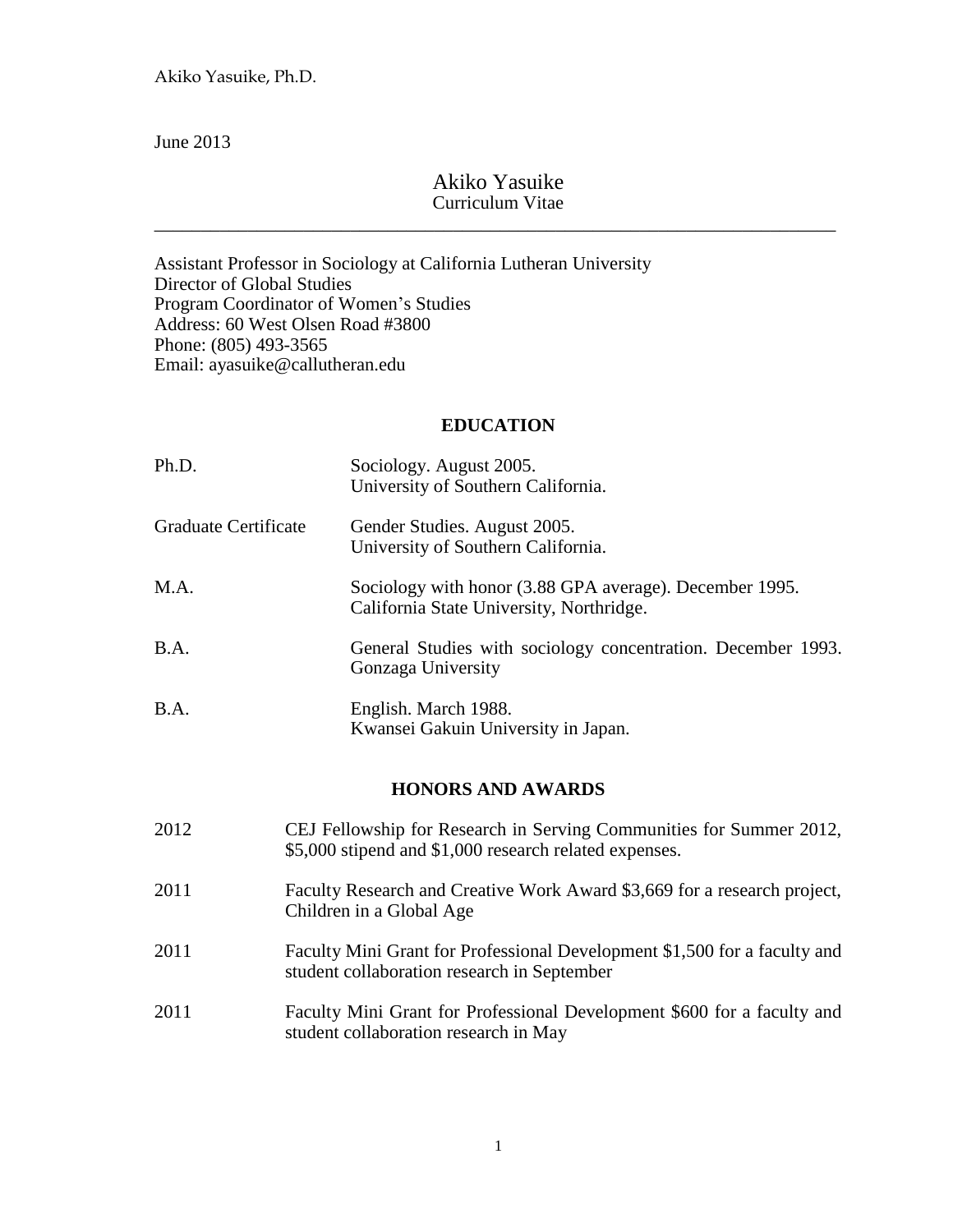June 2013

# Akiko Yasuike
Curriculum Vitae

---

Assistant Professor in Sociology at California Lutheran University
Director of Global Studies
Program Coordinator of Women's Studies
Address: 60 West Olsen Road #3800
Phone: (805) 493-3565
Email: ayasuike@callutheran.edu

## EDUCATION

| | |
|---|---|
| Ph.D. | Sociology. August 2005. University of Southern California. |
| Graduate Certificate | Gender Studies. August 2005. University of Southern California. |
| M.A. | Sociology with honor (3.88 GPA average). December 1995. California State University, Northridge. |
| B.A. | General Studies with sociology concentration. December 1993. Gonzaga University |
| B.A. | English. March 1988. Kwansei Gakuin University in Japan. |

## HONORS AND AWARDS

| | |
|---|---|
| 2012 | CEJ Fellowship for Research in Serving Communities for Summer 2012, $5,000 stipend and $1,000 research related expenses. |
| 2011 | Faculty Research and Creative Work Award $3,669 for a research project, Children in a Global Age |
| 2011 | Faculty Mini Grant for Professional Development $1,500 for a faculty and student collaboration research in September |
| 2011 | Faculty Mini Grant for Professional Development $600 for a faculty and student collaboration research in May |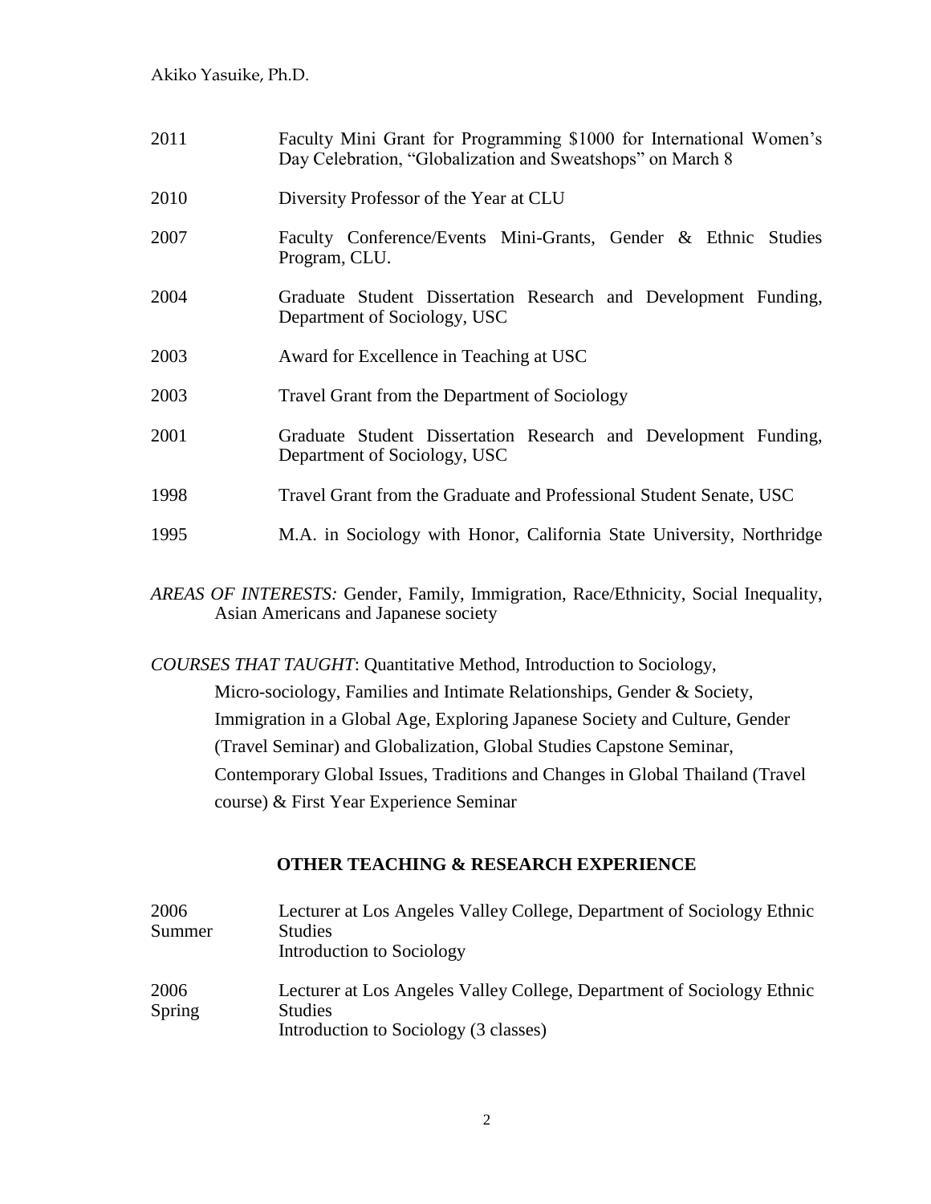| | |
|---|---|
| 2011 | Faculty Mini Grant for Programming $1000 for International Women's Day Celebration, "Globalization and Sweatshops" on March 8 |
| 2010 | Diversity Professor of the Year at CLU |
| 2007 | Faculty Conference/Events Mini-Grants, Gender & Ethnic Studies Program, CLU. |
| 2004 | Graduate Student Dissertation Research and Development Funding, Department of Sociology, USC |
| 2003 | Award for Excellence in Teaching at USC |
| 2003 | Travel Grant from the Department of Sociology |
| 2001 | Graduate Student Dissertation Research and Development Funding, Department of Sociology, USC |
| 1998 | Travel Grant from the Graduate and Professional Student Senate, USC |
| 1995 | M.A. in Sociology with Honor, California State University, Northridge |

*AREAS OF INTERESTS:* Gender, Family, Immigration, Race/Ethnicity, Social Inequality, Asian Americans and Japanese society

*COURSES THAT TAUGHT*: Quantitative Method, Introduction to Sociology, Micro-sociology, Families and Intimate Relationships, Gender & Society, Immigration in a Global Age, Exploring Japanese Society and Culture, Gender (Travel Seminar) and Globalization, Global Studies Capstone Seminar, Contemporary Global Issues, Traditions and Changes in Global Thailand (Travel course) & First Year Experience Seminar

## OTHER TEACHING & RESEARCH EXPERIENCE

| | |
|---|---|
| 2006 Summer | Lecturer at Los Angeles Valley College, Department of Sociology Ethnic Studies<br>Introduction to Sociology |
| 2006 Spring | Lecturer at Los Angeles Valley College, Department of Sociology Ethnic Studies<br>Introduction to Sociology (3 classes) |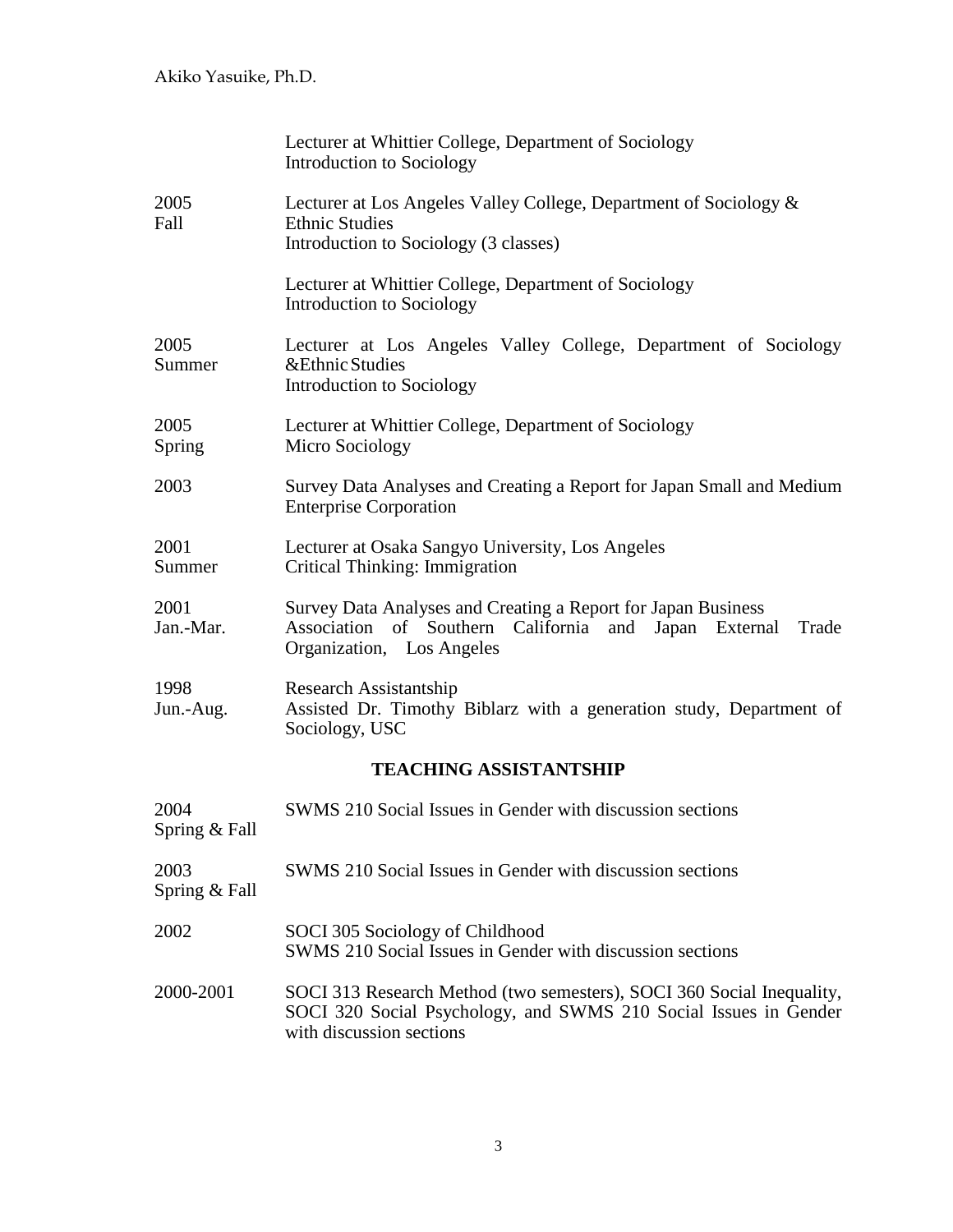| | |
|---|---|
| | Lecturer at Whittier College, Department of Sociology<br>Introduction to Sociology |
| 2005<br>Fall | Lecturer at Los Angeles Valley College, Department of Sociology & Ethnic Studies<br>Introduction to Sociology (3 classes) |
| | Lecturer at Whittier College, Department of Sociology<br>Introduction to Sociology |
| 2005<br>Summer | Lecturer at Los Angeles Valley College, Department of Sociology &Ethnic Studies<br>Introduction to Sociology |
| 2005<br>Spring | Lecturer at Whittier College, Department of Sociology<br>Micro Sociology |
| 2003 | Survey Data Analyses and Creating a Report for Japan Small and Medium Enterprise Corporation |
| 2001<br>Summer | Lecturer at Osaka Sangyo University, Los Angeles<br>Critical Thinking: Immigration |
| 2001<br>Jan.-Mar. | Survey Data Analyses and Creating a Report for Japan Business Association of Southern California and Japan External Trade Organization, Los Angeles |
| 1998<br>Jun.-Aug. | Research Assistantship<br>Assisted Dr. Timothy Biblarz with a generation study, Department of Sociology, USC |

## TEACHING ASSISTANTSHIP

| | |
|---|---|
| 2004<br>Spring & Fall | SWMS 210 Social Issues in Gender with discussion sections |
| 2003<br>Spring & Fall | SWMS 210 Social Issues in Gender with discussion sections |
| 2002 | SOCI 305 Sociology of Childhood<br>SWMS 210 Social Issues in Gender with discussion sections |
| 2000-2001 | SOCI 313 Research Method (two semesters), SOCI 360 Social Inequality, SOCI 320 Social Psychology, and SWMS 210 Social Issues in Gender with discussion sections |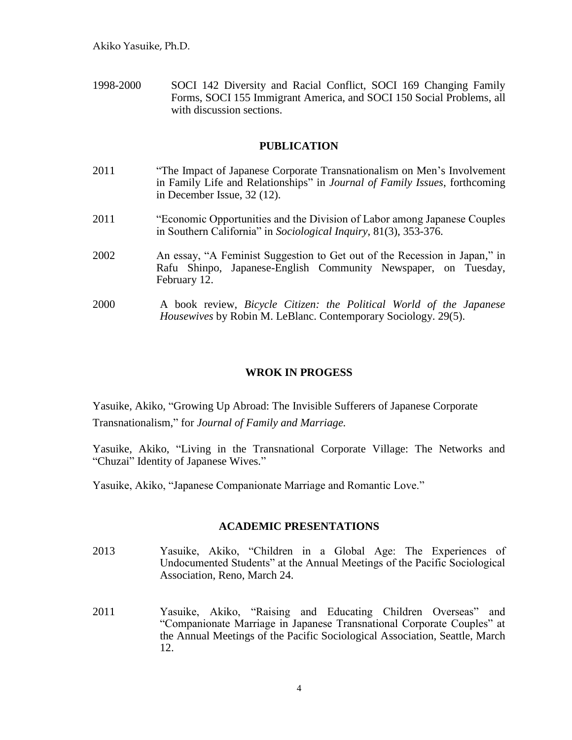1998-2000 SOCI 142 Diversity and Racial Conflict, SOCI 169 Changing Family Forms, SOCI 155 Immigrant America, and SOCI 150 Social Problems, all with discussion sections.

## PUBLICATION

2011 "The Impact of Japanese Corporate Transnationalism on Men's Involvement in Family Life and Relationships" in *Journal of Family Issues*, forthcoming in December Issue, 32 (12).

2011 "Economic Opportunities and the Division of Labor among Japanese Couples in Southern California" in *Sociological Inquiry*, 81(3), 353-376.

2002 An essay, "A Feminist Suggestion to Get out of the Recession in Japan," in Rafu Shinpo, Japanese-English Community Newspaper, on Tuesday, February 12.

2000 A book review, *Bicycle Citizen: the Political World of the Japanese Housewives* by Robin M. LeBlanc. Contemporary Sociology. 29(5).

## WROK IN PROGESS

Yasuike, Akiko, "Growing Up Abroad: The Invisible Sufferers of Japanese Corporate Transnationalism," for *Journal of Family and Marriage.*

Yasuike, Akiko, "Living in the Transnational Corporate Village: The Networks and "Chuzai" Identity of Japanese Wives."

Yasuike, Akiko, "Japanese Companionate Marriage and Romantic Love."

## ACADEMIC PRESENTATIONS

2013 Yasuike, Akiko, "Children in a Global Age: The Experiences of Undocumented Students" at the Annual Meetings of the Pacific Sociological Association, Reno, March 24.

2011 Yasuike, Akiko, "Raising and Educating Children Overseas" and "Companionate Marriage in Japanese Transnational Corporate Couples" at the Annual Meetings of the Pacific Sociological Association, Seattle, March 12.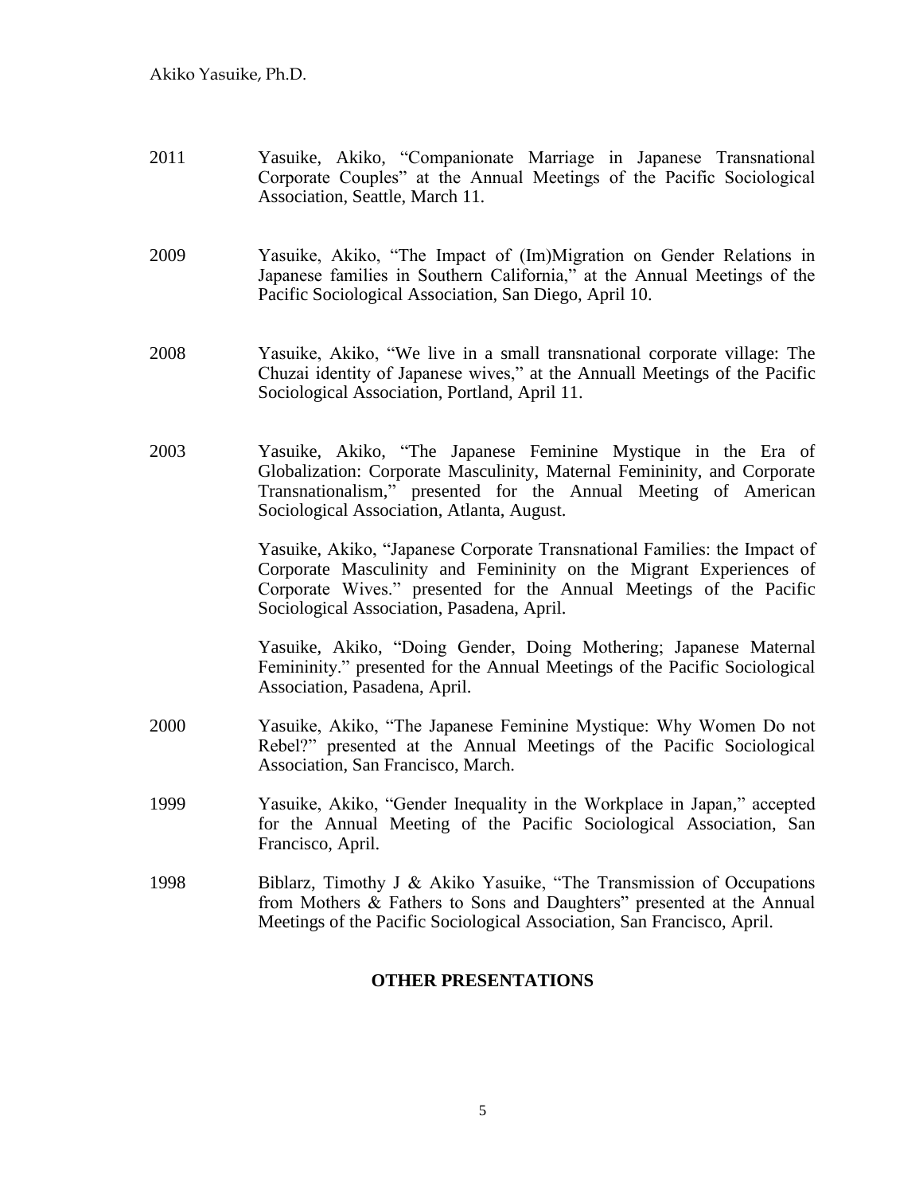2011 Yasuike, Akiko, "Companionate Marriage in Japanese Transnational Corporate Couples" at the Annual Meetings of the Pacific Sociological Association, Seattle, March 11.

2009 Yasuike, Akiko, "The Impact of (Im)Migration on Gender Relations in Japanese families in Southern California," at the Annual Meetings of the Pacific Sociological Association, San Diego, April 10.

2008 Yasuike, Akiko, "We live in a small transnational corporate village: The Chuzai identity of Japanese wives," at the Annuall Meetings of the Pacific Sociological Association, Portland, April 11.

2003 Yasuike, Akiko, "The Japanese Feminine Mystique in the Era of Globalization: Corporate Masculinity, Maternal Femininity, and Corporate Transnationalism," presented for the Annual Meeting of American Sociological Association, Atlanta, August.

Yasuike, Akiko, "Japanese Corporate Transnational Families: the Impact of Corporate Masculinity and Femininity on the Migrant Experiences of Corporate Wives." presented for the Annual Meetings of the Pacific Sociological Association, Pasadena, April.

Yasuike, Akiko, "Doing Gender, Doing Mothering; Japanese Maternal Femininity." presented for the Annual Meetings of the Pacific Sociological Association, Pasadena, April.

2000 Yasuike, Akiko, "The Japanese Feminine Mystique: Why Women Do not Rebel?" presented at the Annual Meetings of the Pacific Sociological Association, San Francisco, March.

1999 Yasuike, Akiko, "Gender Inequality in the Workplace in Japan," accepted for the Annual Meeting of the Pacific Sociological Association, San Francisco, April.

1998 Biblarz, Timothy J & Akiko Yasuike, "The Transmission of Occupations from Mothers & Fathers to Sons and Daughters" presented at the Annual Meetings of the Pacific Sociological Association, San Francisco, April.

## OTHER PRESENTATIONS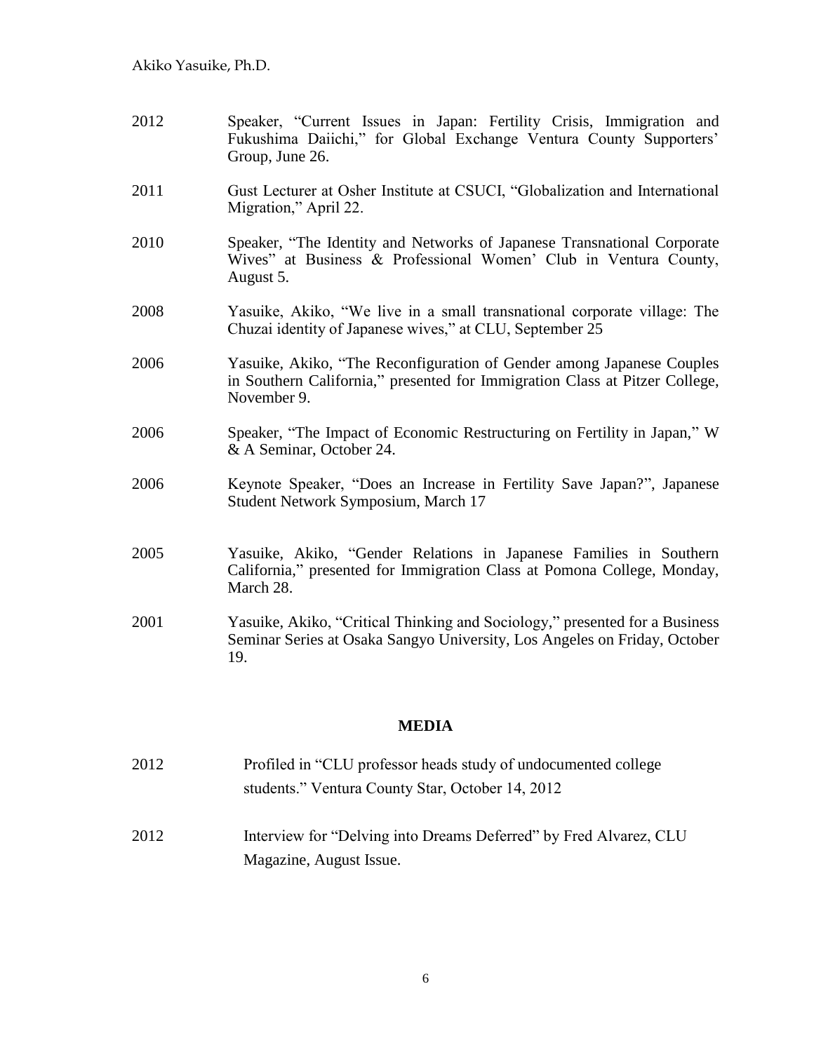2012 Speaker, "Current Issues in Japan: Fertility Crisis, Immigration and Fukushima Daiichi," for Global Exchange Ventura County Supporters' Group, June 26.

2011 Gust Lecturer at Osher Institute at CSUCI, "Globalization and International Migration," April 22.

2010 Speaker, "The Identity and Networks of Japanese Transnational Corporate Wives" at Business & Professional Women' Club in Ventura County, August 5.

2008 Yasuike, Akiko, "We live in a small transnational corporate village: The Chuzai identity of Japanese wives," at CLU, September 25

2006 Yasuike, Akiko, "The Reconfiguration of Gender among Japanese Couples in Southern California," presented for Immigration Class at Pitzer College, November 9.

2006 Speaker, "The Impact of Economic Restructuring on Fertility in Japan," W & A Seminar, October 24.

2006 Keynote Speaker, "Does an Increase in Fertility Save Japan?", Japanese Student Network Symposium, March 17

2005 Yasuike, Akiko, "Gender Relations in Japanese Families in Southern California," presented for Immigration Class at Pomona College, Monday, March 28.

2001 Yasuike, Akiko, "Critical Thinking and Sociology," presented for a Business Seminar Series at Osaka Sangyo University, Los Angeles on Friday, October 19.

## MEDIA

2012 Profiled in "CLU professor heads study of undocumented college students." Ventura County Star, October 14, 2012

2012 Interview for "Delving into Dreams Deferred" by Fred Alvarez, CLU Magazine, August Issue.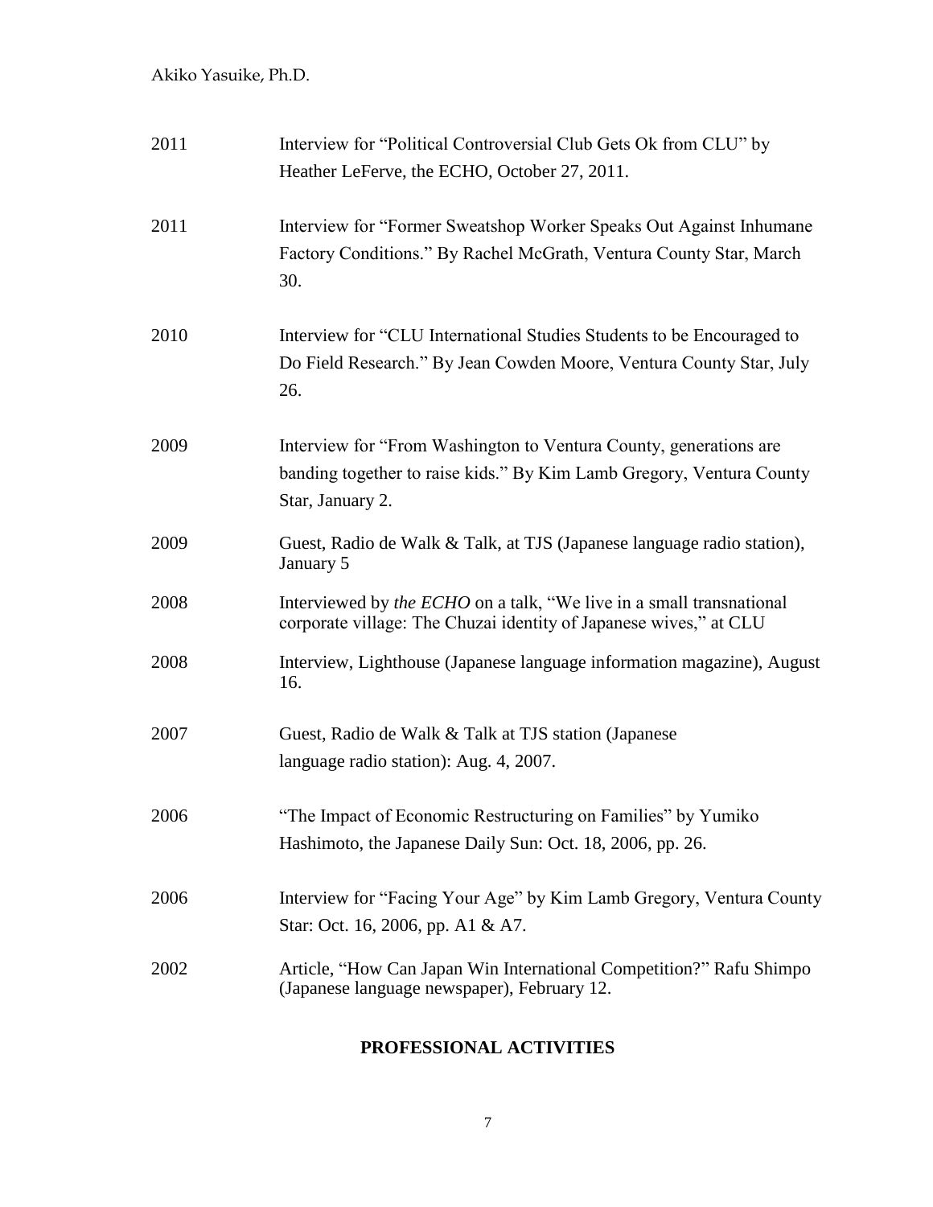| | |
|---|---|
| 2011 | Interview for "Political Controversial Club Gets Ok from CLU" by Heather LeFerve, the ECHO, October 27, 2011. |
| 2011 | Interview for "Former Sweatshop Worker Speaks Out Against Inhumane Factory Conditions." By Rachel McGrath, Ventura County Star, March 30. |
| 2010 | Interview for "CLU International Studies Students to be Encouraged to Do Field Research." By Jean Cowden Moore, Ventura County Star, July 26. |
| 2009 | Interview for "From Washington to Ventura County, generations are banding together to raise kids." By Kim Lamb Gregory, Ventura County Star, January 2. |
| 2009 | Guest, Radio de Walk & Talk, at TJS (Japanese language radio station), January 5 |
| 2008 | Interviewed by *the ECHO* on a talk, "We live in a small transnational corporate village: The Chuzai identity of Japanese wives," at CLU |
| 2008 | Interview, Lighthouse (Japanese language information magazine), August 16. |
| 2007 | Guest, Radio de Walk & Talk at TJS station (Japanese language radio station): Aug. 4, 2007. |
| 2006 | "The Impact of Economic Restructuring on Families" by Yumiko Hashimoto, the Japanese Daily Sun: Oct. 18, 2006, pp. 26. |
| 2006 | Interview for "Facing Your Age" by Kim Lamb Gregory, Ventura County Star: Oct. 16, 2006, pp. A1 & A7. |
| 2002 | Article, "How Can Japan Win International Competition?" Rafu Shimpo (Japanese language newspaper), February 12. |

## PROFESSIONAL ACTIVITIES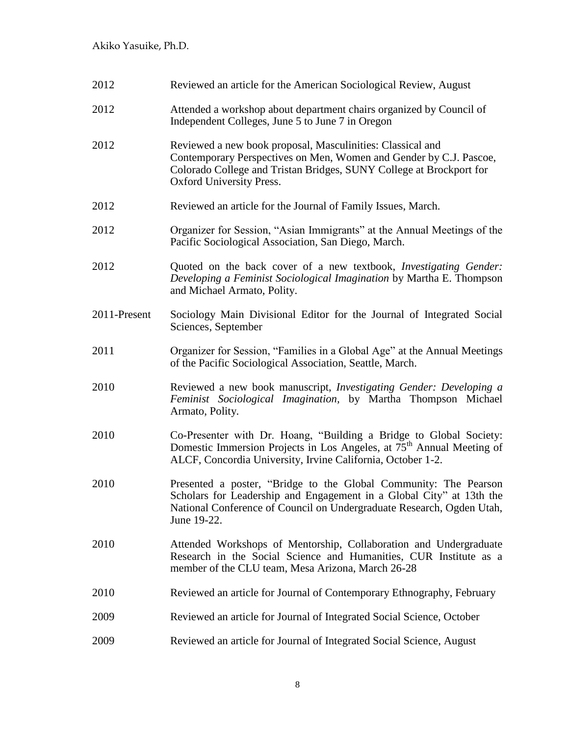| | |
|---|---|
| 2012 | Reviewed an article for the American Sociological Review, August |
| 2012 | Attended a workshop about department chairs organized by Council of Independent Colleges, June 5 to June 7 in Oregon |
| 2012 | Reviewed a new book proposal, Masculinities: Classical and Contemporary Perspectives on Men, Women and Gender by C.J. Pascoe, Colorado College and Tristan Bridges, SUNY College at Brockport for Oxford University Press. |
| 2012 | Reviewed an article for the Journal of Family Issues, March. |
| 2012 | Organizer for Session, "Asian Immigrants" at the Annual Meetings of the Pacific Sociological Association, San Diego, March. |
| 2012 | Quoted on the back cover of a new textbook, *Investigating Gender: Developing a Feminist Sociological Imagination* by Martha E. Thompson and Michael Armato, Polity. |
| 2011-Present | Sociology Main Divisional Editor for the Journal of Integrated Social Sciences, September |
| 2011 | Organizer for Session, "Families in a Global Age" at the Annual Meetings of the Pacific Sociological Association, Seattle, March. |
| 2010 | Reviewed a new book manuscript, *Investigating Gender: Developing a Feminist Sociological Imagination,* by Martha Thompson Michael Armato, Polity. |
| 2010 | Co-Presenter with Dr. Hoang, "Building a Bridge to Global Society: Domestic Immersion Projects in Los Angeles, at 75th Annual Meeting of ALCF, Concordia University, Irvine California, October 1-2. |
| 2010 | Presented a poster, "Bridge to the Global Community: The Pearson Scholars for Leadership and Engagement in a Global City" at 13th the National Conference of Council on Undergraduate Research, Ogden Utah, June 19-22. |
| 2010 | Attended Workshops of Mentorship, Collaboration and Undergraduate Research in the Social Science and Humanities, CUR Institute as a member of the CLU team, Mesa Arizona, March 26-28 |
| 2010 | Reviewed an article for Journal of Contemporary Ethnography, February |
| 2009 | Reviewed an article for Journal of Integrated Social Science, October |
| 2009 | Reviewed an article for Journal of Integrated Social Science, August |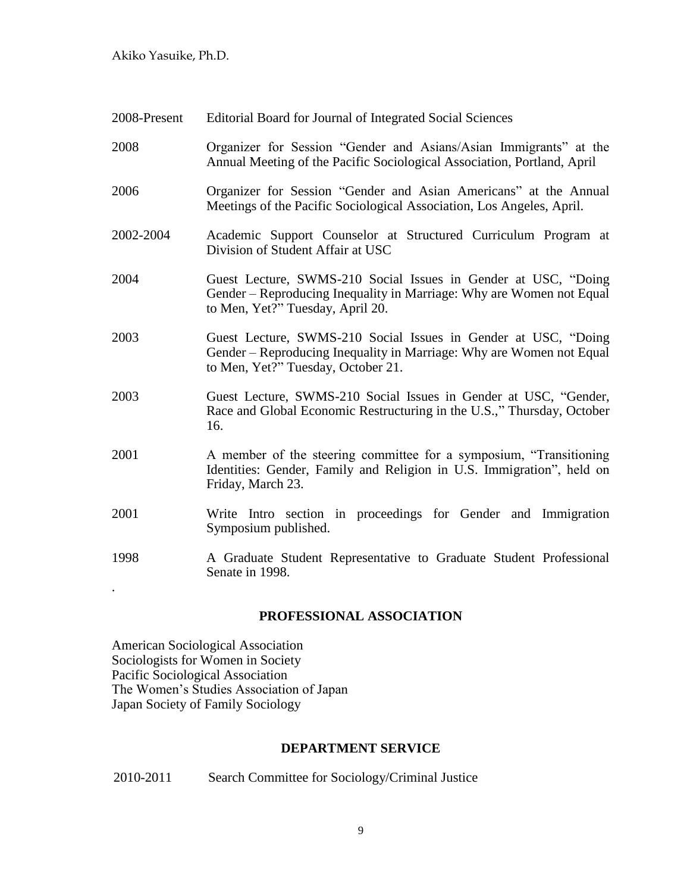2008-Present Editorial Board for Journal of Integrated Social Sciences

2008 Organizer for Session "Gender and Asians/Asian Immigrants" at the Annual Meeting of the Pacific Sociological Association, Portland, April

2006 Organizer for Session "Gender and Asian Americans" at the Annual Meetings of the Pacific Sociological Association, Los Angeles, April.

2002-2004 Academic Support Counselor at Structured Curriculum Program at Division of Student Affair at USC

2004 Guest Lecture, SWMS-210 Social Issues in Gender at USC, "Doing Gender – Reproducing Inequality in Marriage: Why are Women not Equal to Men, Yet?" Tuesday, April 20.

2003 Guest Lecture, SWMS-210 Social Issues in Gender at USC, "Doing Gender – Reproducing Inequality in Marriage: Why are Women not Equal to Men, Yet?" Tuesday, October 21.

2003 Guest Lecture, SWMS-210 Social Issues in Gender at USC, "Gender, Race and Global Economic Restructuring in the U.S.," Thursday, October 16.

2001 A member of the steering committee for a symposium, "Transitioning Identities: Gender, Family and Religion in U.S. Immigration", held on Friday, March 23.

2001 Write Intro section in proceedings for Gender and Immigration Symposium published.

1998 A Graduate Student Representative to Graduate Student Professional Senate in 1998.

.

## PROFESSIONAL ASSOCIATION

American Sociological Association
Sociologists for Women in Society
Pacific Sociological Association
The Women's Studies Association of Japan
Japan Society of Family Sociology

## DEPARTMENT SERVICE

2010-2011 Search Committee for Sociology/Criminal Justice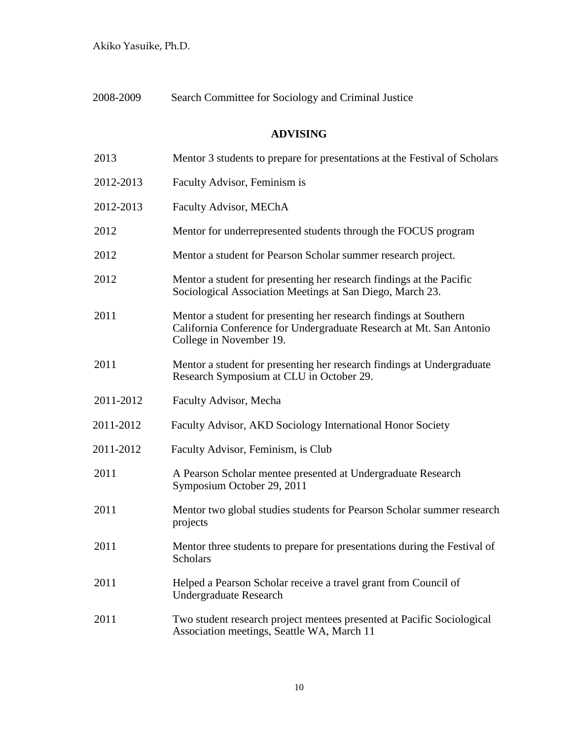| | |
|---|---|
| 2008-2009 | Search Committee for Sociology and Criminal Justice |

## ADVISING

| | |
|---|---|
| 2013 | Mentor 3 students to prepare for presentations at the Festival of Scholars |
| 2012-2013 | Faculty Advisor, Feminism is |
| 2012-2013 | Faculty Advisor, MEChA |
| 2012 | Mentor for underrepresented students through the FOCUS program |
| 2012 | Mentor a student for Pearson Scholar summer research project. |
| 2012 | Mentor a student for presenting her research findings at the Pacific Sociological Association Meetings at San Diego, March 23. |
| 2011 | Mentor a student for presenting her research findings at Southern California Conference for Undergraduate Research at Mt. San Antonio College in November 19. |
| 2011 | Mentor a student for presenting her research findings at Undergraduate Research Symposium at CLU in October 29. |
| 2011-2012 | Faculty Advisor, Mecha |
| 2011-2012 | Faculty Advisor, AKD Sociology International Honor Society |
| 2011-2012 | Faculty Advisor, Feminism, is Club |
| 2011 | A Pearson Scholar mentee presented at Undergraduate Research Symposium October 29, 2011 |
| 2011 | Mentor two global studies students for Pearson Scholar summer research projects |
| 2011 | Mentor three students to prepare for presentations during the Festival of Scholars |
| 2011 | Helped a Pearson Scholar receive a travel grant from Council of Undergraduate Research |
| 2011 | Two student research project mentees presented at Pacific Sociological Association meetings, Seattle WA, March 11 |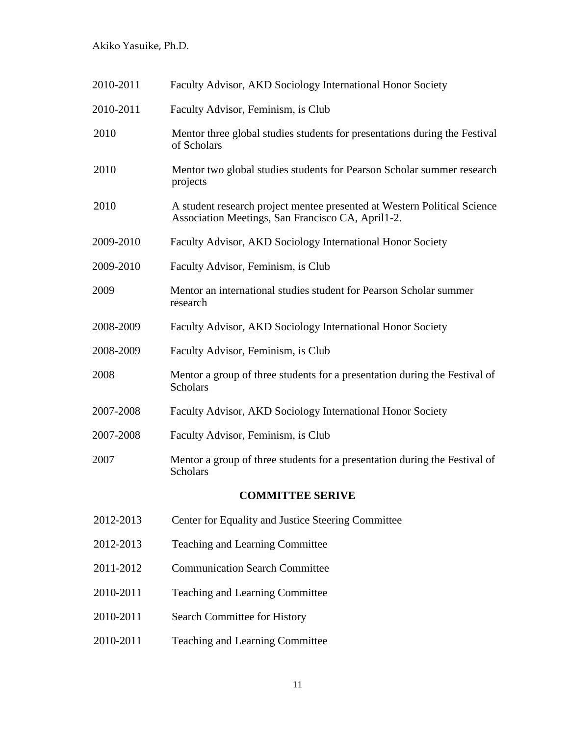| | |
|---|---|
| 2010-2011 | Faculty Advisor, AKD Sociology International Honor Society |
| 2010-2011 | Faculty Advisor, Feminism, is Club |
| 2010 | Mentor three global studies students for presentations during the Festival of Scholars |
| 2010 | Mentor two global studies students for Pearson Scholar summer research projects |
| 2010 | A student research project mentee presented at Western Political Science Association Meetings, San Francisco CA, April1-2. |
| 2009-2010 | Faculty Advisor, AKD Sociology International Honor Society |
| 2009-2010 | Faculty Advisor, Feminism, is Club |
| 2009 | Mentor an international studies student for Pearson Scholar summer research |
| 2008-2009 | Faculty Advisor, AKD Sociology International Honor Society |
| 2008-2009 | Faculty Advisor, Feminism, is Club |
| 2008 | Mentor a group of three students for a presentation during the Festival of Scholars |
| 2007-2008 | Faculty Advisor, AKD Sociology International Honor Society |
| 2007-2008 | Faculty Advisor, Feminism, is Club |
| 2007 | Mentor a group of three students for a presentation during the Festival of Scholars |

## COMMITTEE SERIVE

| | |
|---|---|
| 2012-2013 | Center for Equality and Justice Steering Committee |
| 2012-2013 | Teaching and Learning Committee |
| 2011-2012 | Communication Search Committee |
| 2010-2011 | Teaching and Learning Committee |
| 2010-2011 | Search Committee for History |
| 2010-2011 | Teaching and Learning Committee |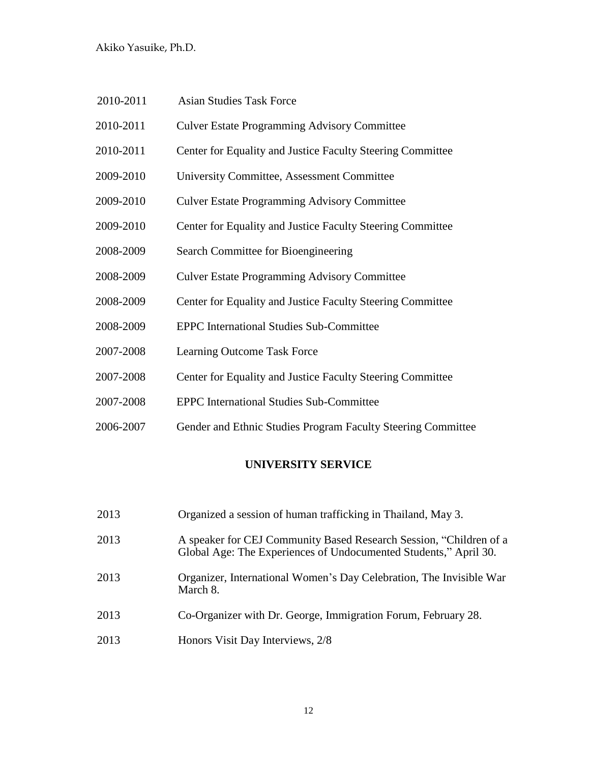2010-2011 Asian Studies Task Force

2010-2011 Culver Estate Programming Advisory Committee

2010-2011 Center for Equality and Justice Faculty Steering Committee

2009-2010 University Committee, Assessment Committee

2009-2010 Culver Estate Programming Advisory Committee

2009-2010 Center for Equality and Justice Faculty Steering Committee

2008-2009 Search Committee for Bioengineering

2008-2009 Culver Estate Programming Advisory Committee

2008-2009 Center for Equality and Justice Faculty Steering Committee

2008-2009 EPPC International Studies Sub-Committee

2007-2008 Learning Outcome Task Force

2007-2008 Center for Equality and Justice Faculty Steering Committee

2007-2008 EPPC International Studies Sub-Committee

2006-2007 Gender and Ethnic Studies Program Faculty Steering Committee

## UNIVERSITY SERVICE

2013 Organized a session of human trafficking in Thailand, May 3.

2013 A speaker for CEJ Community Based Research Session, "Children of a Global Age: The Experiences of Undocumented Students," April 30.

2013 Organizer, International Women's Day Celebration, The Invisible War March 8.

2013 Co-Organizer with Dr. George, Immigration Forum, February 28.

2013 Honors Visit Day Interviews, 2/8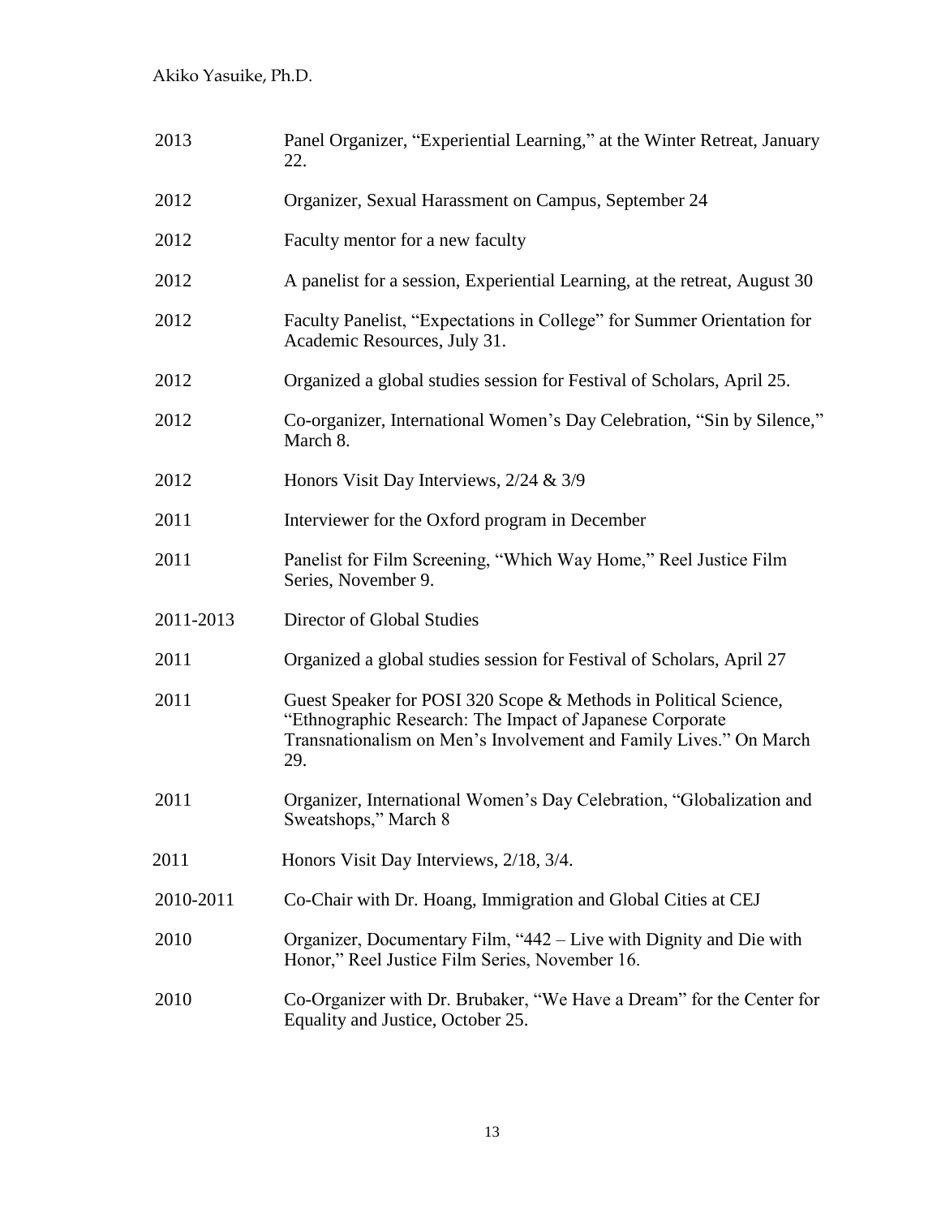| | |
|---|---|
| 2013 | Panel Organizer, "Experiential Learning," at the Winter Retreat, January 22. |
| 2012 | Organizer, Sexual Harassment on Campus, September 24 |
| 2012 | Faculty mentor for a new faculty |
| 2012 | A panelist for a session, Experiential Learning, at the retreat, August 30 |
| 2012 | Faculty Panelist, "Expectations in College" for Summer Orientation for Academic Resources, July 31. |
| 2012 | Organized a global studies session for Festival of Scholars, April 25. |
| 2012 | Co-organizer, International Women's Day Celebration, "Sin by Silence," March 8. |
| 2012 | Honors Visit Day Interviews, 2/24 & 3/9 |
| 2011 | Interviewer for the Oxford program in December |
| 2011 | Panelist for Film Screening, "Which Way Home," Reel Justice Film Series, November 9. |
| 2011-2013 | Director of Global Studies |
| 2011 | Organized a global studies session for Festival of Scholars, April 27 |
| 2011 | Guest Speaker for POSI 320 Scope & Methods in Political Science, "Ethnographic Research: The Impact of Japanese Corporate Transnationalism on Men's Involvement and Family Lives." On March 29. |
| 2011 | Organizer, International Women's Day Celebration, "Globalization and Sweatshops," March 8 |
| 2011 | Honors Visit Day Interviews, 2/18, 3/4. |
| 2010-2011 | Co-Chair with Dr. Hoang, Immigration and Global Cities at CEJ |
| 2010 | Organizer, Documentary Film, "442 – Live with Dignity and Die with Honor," Reel Justice Film Series, November 16. |
| 2010 | Co-Organizer with Dr. Brubaker, "We Have a Dream" for the Center for Equality and Justice, October 25. |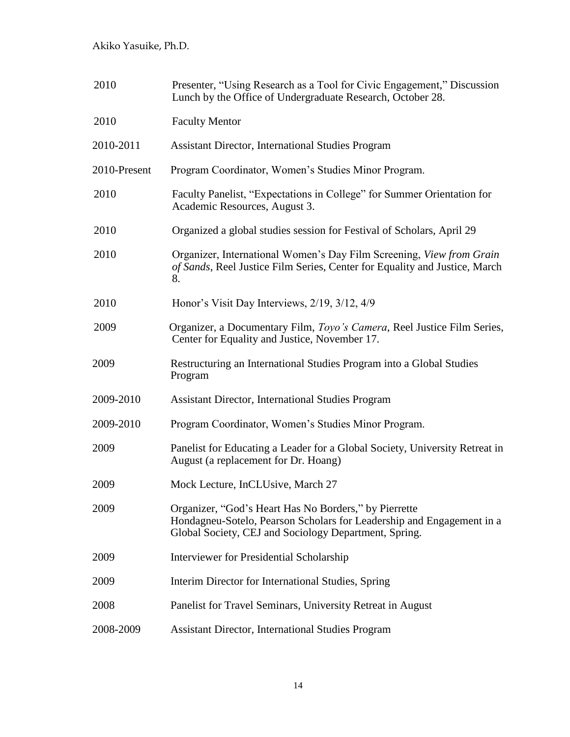| | |
|---|---|
| 2010 | Presenter, "Using Research as a Tool for Civic Engagement," Discussion Lunch by the Office of Undergraduate Research, October 28. |
| 2010 | Faculty Mentor |
| 2010-2011 | Assistant Director, International Studies Program |
| 2010-Present | Program Coordinator, Women's Studies Minor Program. |
| 2010 | Faculty Panelist, "Expectations in College" for Summer Orientation for Academic Resources, August 3. |
| 2010 | Organized a global studies session for Festival of Scholars, April 29 |
| 2010 | Organizer, International Women's Day Film Screening, *View from Grain of Sands*, Reel Justice Film Series, Center for Equality and Justice, March 8. |
| 2010 | Honor's Visit Day Interviews, 2/19, 3/12, 4/9 |
| 2009 | Organizer, a Documentary Film, *Toyo's Camera*, Reel Justice Film Series, Center for Equality and Justice, November 17. |
| 2009 | Restructuring an International Studies Program into a Global Studies Program |
| 2009-2010 | Assistant Director, International Studies Program |
| 2009-2010 | Program Coordinator, Women's Studies Minor Program. |
| 2009 | Panelist for Educating a Leader for a Global Society, University Retreat in August (a replacement for Dr. Hoang) |
| 2009 | Mock Lecture, InCLUsive, March 27 |
| 2009 | Organizer, "God's Heart Has No Borders," by Pierrette Hondagneu-Sotelo, Pearson Scholars for Leadership and Engagement in a Global Society, CEJ and Sociology Department, Spring. |
| 2009 | Interviewer for Presidential Scholarship |
| 2009 | Interim Director for International Studies, Spring |
| 2008 | Panelist for Travel Seminars, University Retreat in August |
| 2008-2009 | Assistant Director, International Studies Program |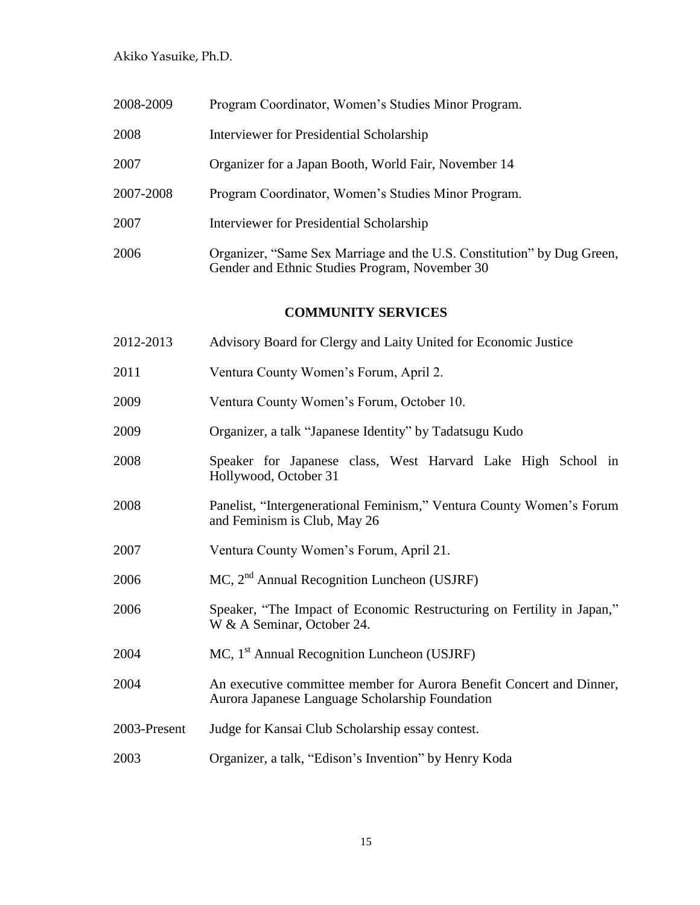| | |
|---|---|
| 2008-2009 | Program Coordinator, Women's Studies Minor Program. |
| 2008 | Interviewer for Presidential Scholarship |
| 2007 | Organizer for a Japan Booth, World Fair, November 14 |
| 2007-2008 | Program Coordinator, Women's Studies Minor Program. |
| 2007 | Interviewer for Presidential Scholarship |
| 2006 | Organizer, "Same Sex Marriage and the U.S. Constitution" by Dug Green, Gender and Ethnic Studies Program, November 30 |

## COMMUNITY SERVICES

| | |
|---|---|
| 2012-2013 | Advisory Board for Clergy and Laity United for Economic Justice |
| 2011 | Ventura County Women's Forum, April 2. |
| 2009 | Ventura County Women's Forum, October 10. |
| 2009 | Organizer, a talk "Japanese Identity" by Tadatsugu Kudo |
| 2008 | Speaker for Japanese class, West Harvard Lake High School in Hollywood, October 31 |
| 2008 | Panelist, "Intergenerational Feminism," Ventura County Women's Forum and Feminism is Club, May 26 |
| 2007 | Ventura County Women's Forum, April 21. |
| 2006 | MC, 2nd Annual Recognition Luncheon (USJRF) |
| 2006 | Speaker, "The Impact of Economic Restructuring on Fertility in Japan," W & A Seminar, October 24. |
| 2004 | MC, 1st Annual Recognition Luncheon (USJRF) |
| 2004 | An executive committee member for Aurora Benefit Concert and Dinner, Aurora Japanese Language Scholarship Foundation |
| 2003-Present | Judge for Kansai Club Scholarship essay contest. |
| 2003 | Organizer, a talk, "Edison's Invention" by Henry Koda |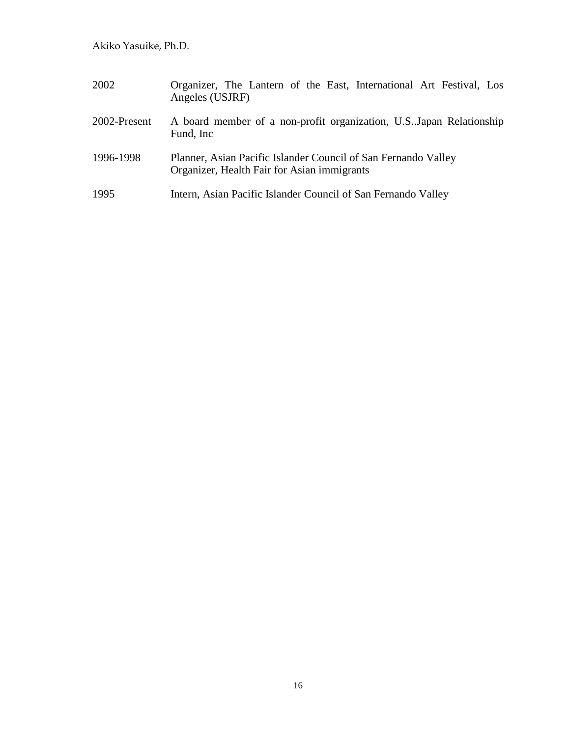| | |
|---|---|
| 2002 | Organizer, The Lantern of the East, International Art Festival, Los Angeles (USJRF) |
| 2002-Present | A board member of a non-profit organization, U.S..Japan Relationship Fund, Inc |
| 1996-1998 | Planner, Asian Pacific Islander Council of San Fernando Valley<br>Organizer, Health Fair for Asian immigrants |
| 1995 | Intern, Asian Pacific Islander Council of San Fernando Valley |